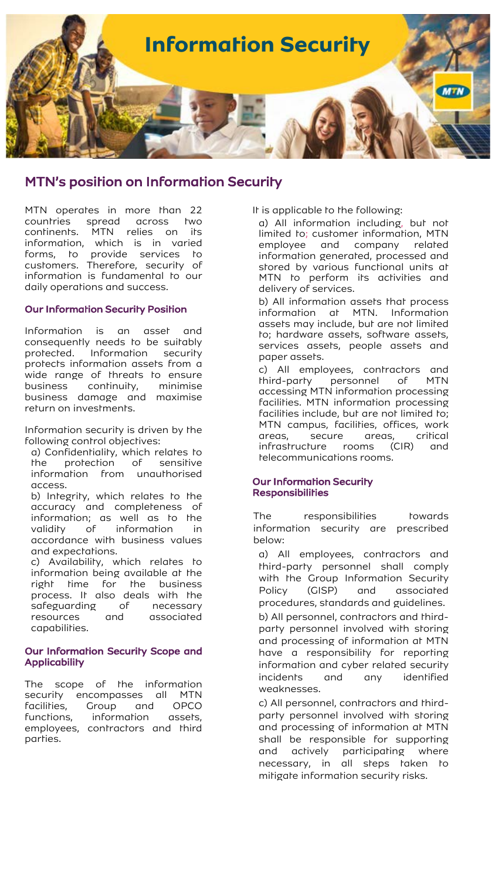# Information Security

## MTN's position on Information Security

MTN operates in more than 22 countries spread across two continents. MTN relies on its information, which is in varied forms, to provide services to customers. Therefore, security of information is fundamental to our daily operations and success.

### Our Information Security Position

Information is an asset and consequently needs to be suitably protected. Information security protects information assets from a wide range of threats to ensure business continuity, minimise business damage and maximise return on investments.

Information security is driven by the following control objectives:

a) Confidentiality, which relates to the protection of sensitive information from unauthorised access.

b) Integrity, which relates to the accuracy and completeness of information; as well as to the validity of information in accordance with business values and expectations.

c) Availability, which relates to information being available at the right time for the business process. It also deals with the safeguarding of necessary resources and associated capabilities.

### Our Information Security Scope and Applicability

The scope of the information security encompasses all MTN facilities, Group and OPCO functions, information assets, employees, contractors and third parties.

It is applicable to the following:

a) All information including, but not limited to; customer information, MTN employee and company related information generated, processed and stored by various functional units at MTN to perform its activities and delivery of services.

b) All information assets that process information at MTN. Information assets may include, but are not limited to; hardware assets, software assets, services assets, people assets and paper assets.

c) All employees, contractors and third-party personnel of MTN accessing MTN information processing facilities. MTN information processing facilities include, but are not limited to; MTN campus, facilities, offices, work areas, secure areas, critical infrastructure rooms (CIR) and telecommunications rooms.

### Our Information Security Responsibilities

The responsibilities towards information security are prescribed below:

a) All employees, contractors and third-party personnel shall comply with the Group Information Security Policy (GISP) and associated procedures, standards and guidelines.

b) All personnel, contractors and third-party personnel involved with storing and processing of information at MTN have a responsibility for reporting information and cyber related security incidents and any identified weaknesses.

c) All personnel, contractors and third-party personnel involved with storing and processing of information at MTN shall be responsible for supporting and actively participating where necessary, in all steps taken to mitigate information security risks.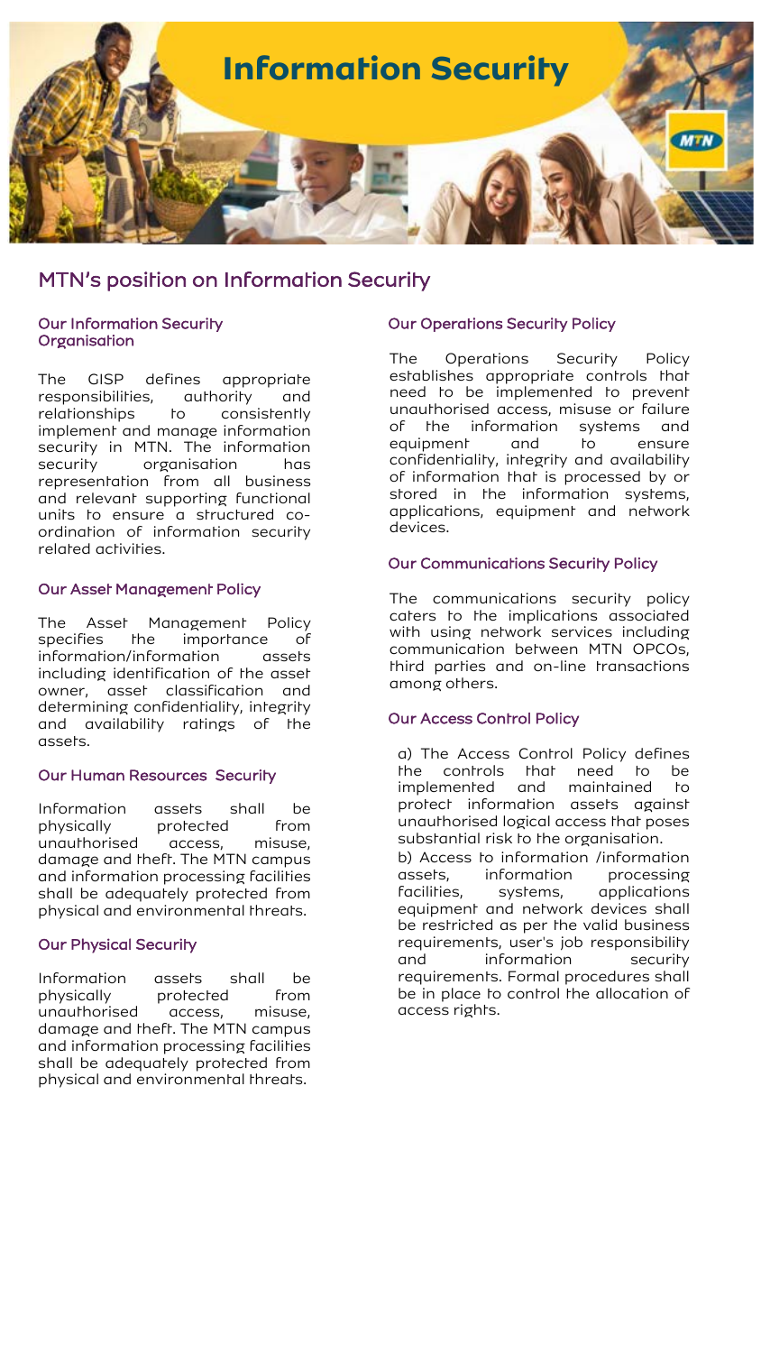# Information Security

## MTN's position on Information Security

### Our Information Security Organisation

The GISP defines appropriate responsibilities, authority and relationships to consistently implement and manage information security in MTN. The information security organisation has representation from all business and relevant supporting functional units to ensure a structured co-ordination of information security related activities.

### Our Asset Management Policy

The Asset Management Policy specifies the importance of information/information assets including identification of the asset owner, asset classification and determining confidentiality, integrity and availability ratings of the assets.

### Our Human Resources Security

Information assets shall be physically protected from unauthorised access, misuse, damage and theft. The MTN campus and information processing facilities shall be adequately protected from physical and environmental threats.

### Our Physical Security

Information assets shall be physically protected from unauthorised access, misuse, damage and theft. The MTN campus and information processing facilities shall be adequately protected from physical and environmental threats.

### Our Operations Security Policy

The Operations Security Policy establishes appropriate controls that need to be implemented to prevent unauthorised access, misuse or failure of the information systems and equipment and to ensure confidentiality, integrity and availability of information that is processed by or stored in the information systems, applications, equipment and network devices.

### Our Communications Security Policy

The communications security policy caters to the implications associated with using network services including communication between MTN OPCOs, third parties and on-line transactions among others.

### Our Access Control Policy

a) The Access Control Policy defines the controls that need to be implemented and maintained to protect information assets against unauthorised logical access that poses substantial risk to the organisation.

b) Access to information /information assets, information processing facilities, systems, applications equipment and network devices shall be restricted as per the valid business requirements, user's job responsibility and information security requirements. Formal procedures shall be in place to control the allocation of access rights.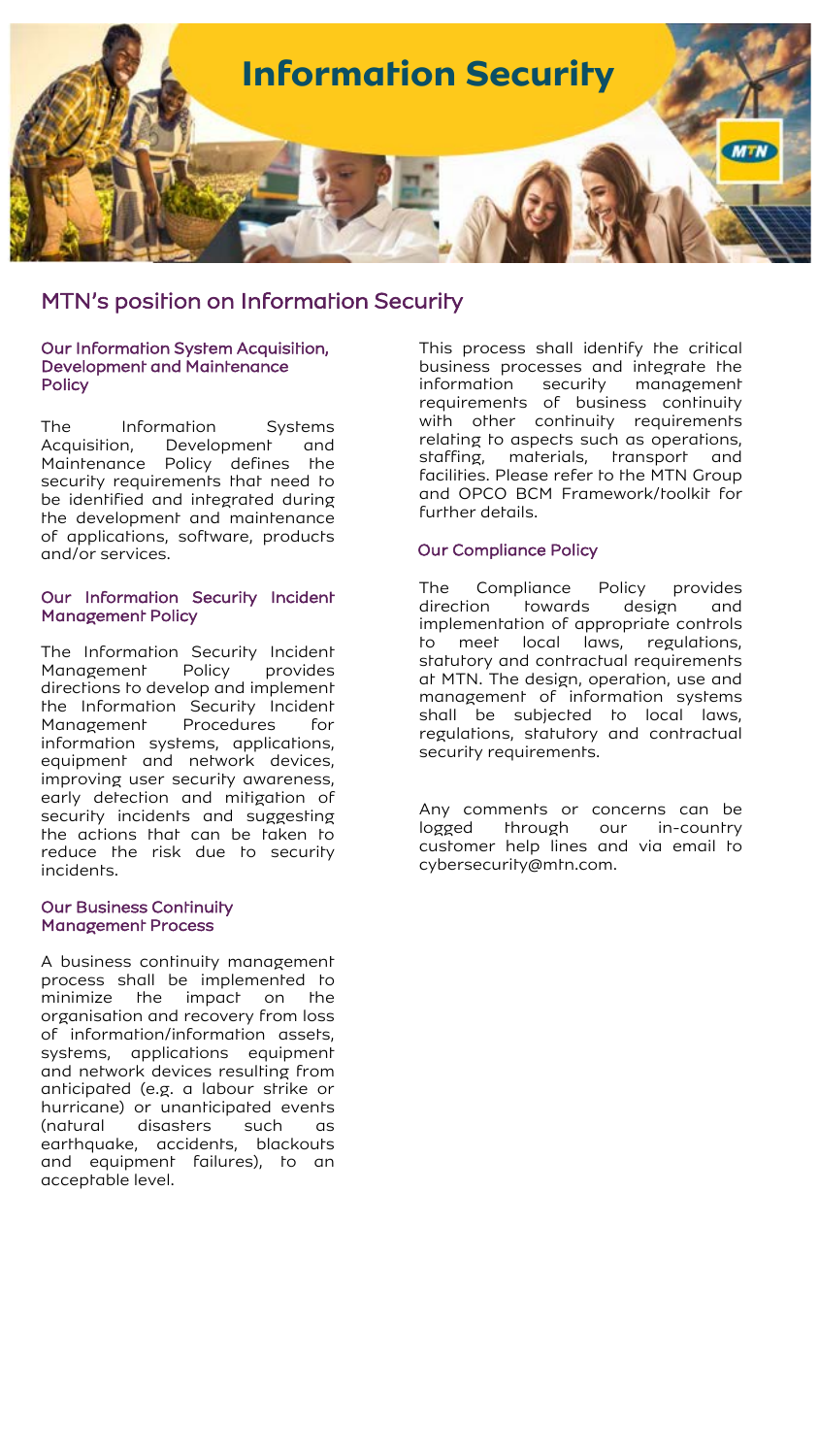# Information Security

## MTN's position on Information Security

### Our Information System Acquisition, Development and Maintenance Policy

The Information Systems Acquisition, Development and Maintenance Policy defines the security requirements that need to be identified and integrated during the development and maintenance of applications, software, products and/or services.

### Our Information Security Incident Management Policy

The Information Security Incident Management Policy provides directions to develop and implement the Information Security Incident Management Procedures for information systems, applications, equipment and network devices, improving user security awareness, early detection and mitigation of security incidents and suggesting the actions that can be taken to reduce the risk due to security incidents.

### Our Business Continuity Management Process

A business continuity management process shall be implemented to minimize the impact on the organisation and recovery from loss of information/information assets, systems, applications equipment and network devices resulting from anticipated (e.g. a labour strike or hurricane) or unanticipated events (natural disasters such as earthquake, accidents, blackouts and equipment failures), to an acceptable level.

This process shall identify the critical business processes and integrate the information security management requirements of business continuity with other continuity requirements relating to aspects such as operations, staffing, materials, transport and facilities. Please refer to the MTN Group and OPCO BCM Framework/toolkit for further details.

### Our Compliance Policy

The Compliance Policy provides direction towards design and implementation of appropriate controls to meet local laws, regulations, statutory and contractual requirements at MTN. The design, operation, use and management of information systems shall be subjected to local laws, regulations, statutory and contractual security requirements.

Any comments or concerns can be logged through our in-country customer help lines and via email to cybersecurity@mtn.com.